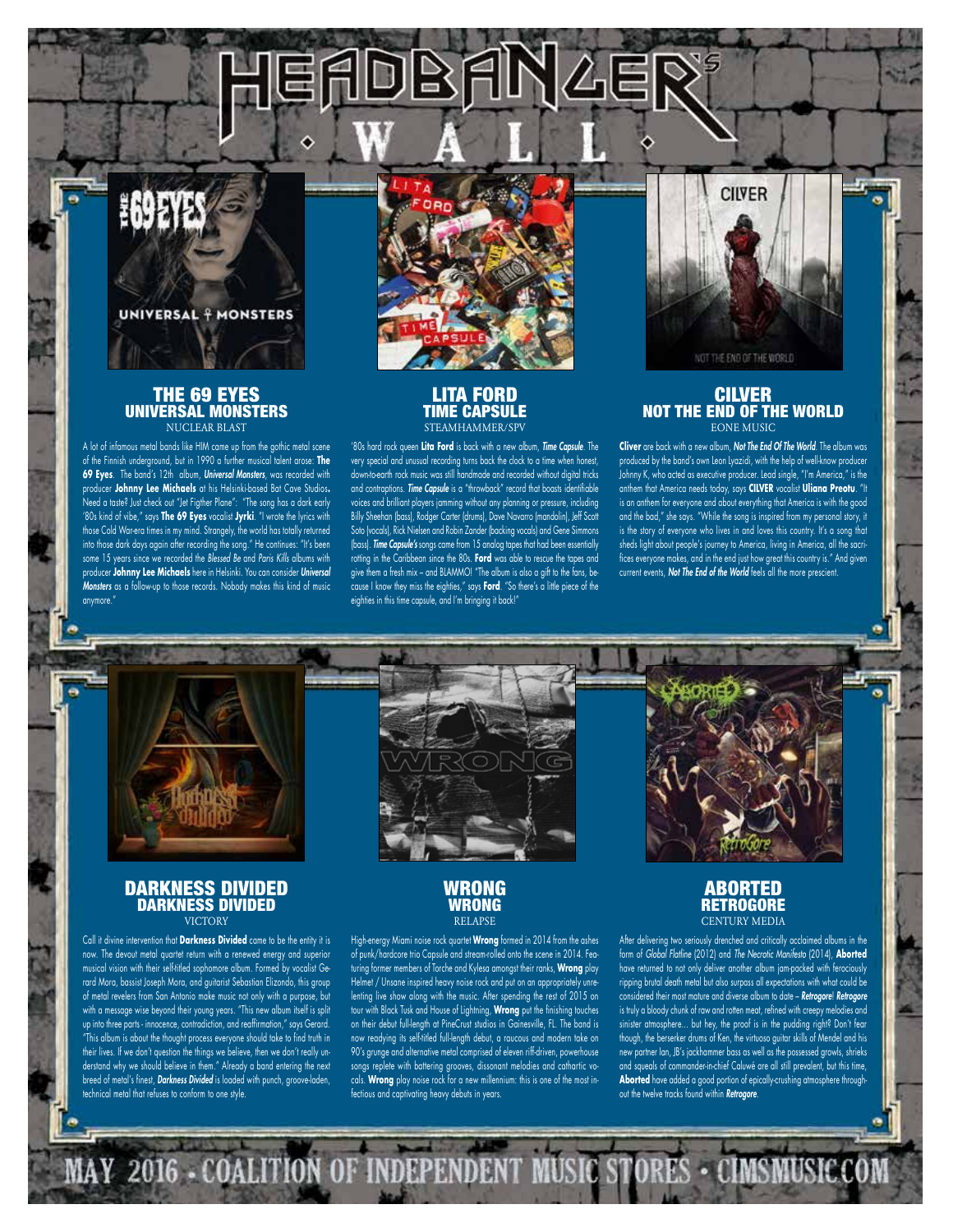# HEADBANGER'S WALL

## THE 69 EYES
### UNIVERSAL MONSTERS
NUCLEAR BLAST

A lot of infamous metal bands like HIM came up from the gothic metal scene of the Finnish underground, but in 1990 a further musical talent arose: **The 69 Eyes**. The band's 12th album, ***Universal Monsters***, was recorded with producer **Johnny Lee Michaels** at his Helsinki-based Bat Cave Studios**.** Need a taste? Just check out "Jet Figther Plane": "The song has a dark early '80s kind of vibe," says **The 69 Eyes** vocalist **Jyrki**. "I wrote the lyrics with those Cold War-era times in my mind. Strangely, the world has totally returned into those dark days again after recording the song." He continues: "It's been some 15 years since we recorded the *Blessed Be* and *Paris Kills* albums with producer **Johnny Lee Michaels** here in Helsinki. You can consider ***Universal Monsters*** as a follow-up to those records. Nobody makes this kind of music anymore."

## LITA FORD
### TIME CAPSULE
STEAMHAMMER/SPV

'80s hard rock queen **Lita Ford** is back with a new album, ***Time Capsule***. The very special and unusual recording turns back the clock to a time when honest, down-to-earth rock music was still handmade and recorded without digital tricks and contraptions. ***Time Capsule*** is a "throwback" record that boasts identifiable voices and brilliant players jamming without any planning or pressure, including Billy Sheehan (bass), Rodger Carter (drums), Dave Navarro (mandolin), Jeff Scott Soto (vocals), Rick Nielsen and Robin Zander (backing vocals) and Gene Simmons (bass). ***Time Capsule's*** songs came from 15 analog tapes that had been essentially rotting in the Caribbean since the 80s. **Ford** was able to rescue the tapes and give them a fresh mix – and BLAMMO! "The album is also a gift to the fans, because I know they miss the eighties," says **Ford**. "So there's a little piece of the eighties in this time capsule, and I'm bringing it back!"

## CILVER
### NOT THE END OF THE WORLD
EONE MUSIC

**Cilver** are back with a new album, ***Not The End Of The World***. The album was produced by the band's own Leon Lyazidi, with the help of well-know producer Johnny K, who acted as executive producer. Lead single, "I'm America," is the anthem that America needs today, says **CILVER** vocalist **Uliana Preotu**. "It is an anthem for everyone and about everything that America is with the good and the bad," she says. "While the song is inspired from my personal story, it is the story of everyone who lives in and loves this country. It's a song that sheds light about people's journey to America, living in America, all the sacrifices everyone makes, and in the end just how great this country is." And given current events, ***Not The End of the World*** feels all the more prescient.

## DARKNESS DIVIDED
### DARKNESS DIVIDED
VICTORY

Call it divine intervention that **Darkness Divided** came to be the entity it is now. The devout metal quartet return with a renewed energy and superior musical vision with their self-titled sophomore album. Formed by vocalist Gerard Mora, bassist Joseph Mora, and guitarist Sebastian Elizondo, this group of metal revelers from San Antonio make music not only with a purpose, but with a message wise beyond their young years. "This new album itself is split up into three parts - innocence, contradiction, and reaffirmation," says Gerard. "This album is about the thought process everyone should take to find truth in their lives. If we don't question the things we believe, then we don't really understand why we should believe in them." Already a band entering the next breed of metal's finest, ***Darkness Divided*** is loaded with punch, groove-laden, technical metal that refuses to conform to one style.

## WRONG
### WRONG
RELAPSE

High-energy Miami noise rock quartet **Wrong** formed in 2014 from the ashes of punk/hardcore trio Capsule and stream-rolled onto the scene in 2014. Featuring former members of Torche and Kylesa amongst their ranks, **Wrong** play Helmet / Unsane inspired heavy noise rock and put on an appropriately unrelenting live show along with the music. After spending the rest of 2015 on tour with Black Tusk and House of Lightning, **Wrong** put the finishing touches on their debut full-length at PineCrust studios in Gainesville, FL. The band is now readying its self-titled full-length debut, a raucous and modern take on 90's grunge and alternative metal comprised of eleven riff-driven, powerhouse songs replete with battering grooves, dissonant melodies and cathartic vocals. **Wrong** play noise rock for a new millennium: this is one of the most infectious and captivating heavy debuts in years.

## ABORTED
### RETROGORE
CENTURY MEDIA

After delivering two seriously drenched and critically acclaimed albums in the form of *Global Flatline* (2012) and *The Necrotic Manifesto* (2014), **Aborted** have returned to not only deliver another album jam-packed with ferociously ripping brutal death metal but also surpass all expectations with what could be considered their most mature and diverse album to date – ***Retrogore***! ***Retrogore*** is truly a bloody chunk of raw and rotten meat, refined with creepy melodies and sinister atmosphere... but hey, the proof is in the pudding right? Don't fear though, the berserker drums of Ken, the virtuoso guitar skills of Mendel and his new partner Ian, JB's jackhammer bass as well as the possessed growls, shrieks and squeals of commander-in-chief Caluwé are all still prevalent, but this time, **Aborted** have added a good portion of epically-crushing atmosphere throughout the twelve tracks found within ***Retrogore***.

MAY 2016 · COALITION OF INDEPENDENT MUSIC STORES · CIMSMUSIC.COM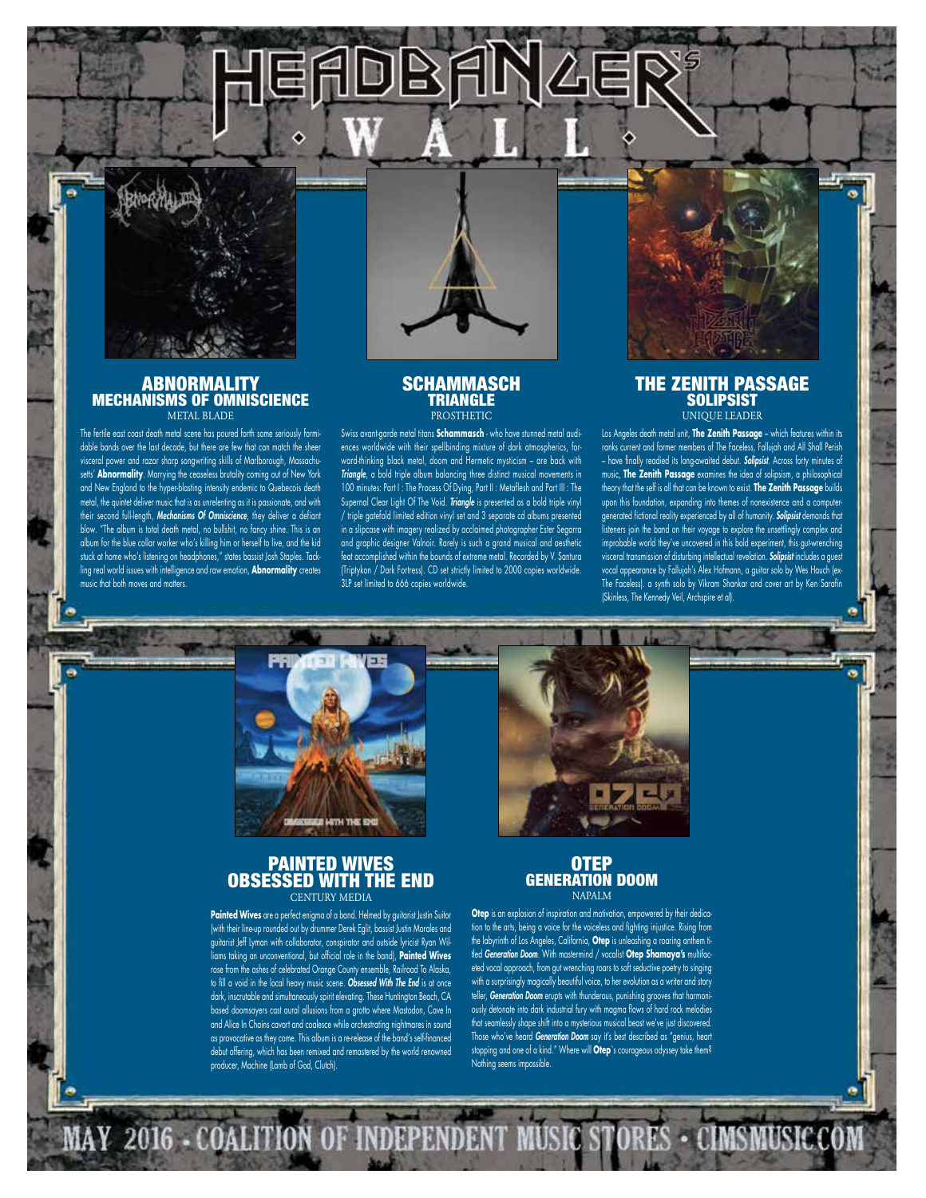# HEADBANGER'S WALL

## ABNORMALITY
### MECHANISMS OF OMNISCIENCE
METAL BLADE

The fertile east coast death metal scene has poured forth some seriously formidable bands over the last decade, but there are few that can match the sheer visceral power and razor sharp songwriting skills of Marlborough, Massachusetts' **Abnormality**. Marrying the ceaseless brutality coming out of New York and New England to the hyper-blasting intensity endemic to Quebecois death metal, the quintet deliver music that is as unrelenting as it is passionate, and with their second full-length, ***Mechanisms Of Omniscience***, they deliver a defiant blow. "The album is total death metal, no bullshit, no fancy shine. This is an album for the blue collar worker who's killing him or herself to live, and the kid stuck at home who's listening on headphones," states bassist Josh Staples. Tackling real world issues with intelligence and raw emotion, **Abnormality** creates music that both moves and matters.

## SCHAMMASCH
### TRIANGLE
PROSTHETIC

Swiss avant-garde metal titans **Schammasch** - who have stunned metal audiences worldwide with their spellbinding mixture of dark atmospherics, forward-thinking black metal, doom and Hermetic mysticism – are back with ***Triangle***, a bold triple album balancing three distinct musical movements in 100 minutes: Part I : The Process Of Dying, Part II : Metaflesh and Part III : The Supernal Clear Light Of The Void. ***Triangle*** is presented as a bold triple vinyl / triple gatefold limited edition vinyl set and 3 separate cd albums presented in a slipcase with imagery realized by acclaimed photographer Ester Segarra and graphic designer Valnoir. Rarely is such a grand musical and aesthetic feat accomplished within the bounds of extreme metal. Recorded by V. Santura (Triptykon / Dark Fortress). CD set strictly limited to 2000 copies worldwide. 3LP set limited to 666 copies worldwide.

## THE ZENITH PASSAGE
### SOLIPSIST
UNIQUE LEADER

Los Angeles death metal unit, **The Zenith Passage** – which features within its ranks current and former members of The Faceless, Fallujah and All Shall Perish – have finally readied its long-awaited debut, ***Solipsist***. Across forty minutes of music, **The Zenith Passage** examines the idea of solipsism, a philosophical theory that the self is all that can be known to exist. **The Zenith Passage** builds upon this foundation, expanding into themes of nonexistence and a computer-generated fictional reality experienced by all of humanity. ***Solipsist*** demands that listeners join the band on their voyage to explore the unsettlingly complex and improbable world they've uncovered in this bold experiment, this gut-wrenching visceral transmission of disturbing intellectual revelation. ***Solipsist*** includes a guest vocal appearance by Fallujah's Alex Hofmann, a guitar solo by Wes Hauch (ex-The Faceless), a synth solo by Vikram Shankar and cover art by Ken Sarafin (Skinless, The Kennedy Veil, Archspire et al).

## PAINTED WIVES
### OBSESSED WITH THE END
CENTURY MEDIA

**Painted Wives** are a perfect enigma of a band. Helmed by guitarist Justin Suitor (with their line-up rounded out by drummer Derek Eglit, bassist Justin Morales and guitarist Jeff Lyman with collaborator, conspirator and outside lyricist Ryan Williams taking an unconventional, but official role in the band), **Painted Wives** rose from the ashes of celebrated Orange County ensemble, Railroad To Alaska, to fill a void in the local heavy music scene. ***Obsessed With The End*** is at once dark, inscrutable and simultaneously spirit elevating. These Huntington Beach, CA based doomsayers cast aural allusions from a grotto where Mastodon, Cave In and Alice In Chains cavort and coalesce while orchestrating nightmares in sound as provocative as they come. This album is a re-release of the band's self-financed debut offering, which has been remixed and remastered by the world renowned producer, Machine (Lamb of God, Clutch).

## OTEP
### GENERATION DOOM
NAPALM

**Otep** is an explosion of inspiration and motivation, empowered by their dedication to the arts, being a voice for the voiceless and fighting injustice. Rising from the labyrinth of Los Angeles, California, **Otep** is unleashing a roaring anthem titled ***Generation Doom***. With mastermind / vocalist **Otep Shamaya's** multifaceted vocal approach, from gut wrenching roars to soft seductive poetry to singing with a surprisingly magically beautiful voice, to her evolution as a writer and story teller, ***Generation Doom*** erupts with thunderous, punishing grooves that harmoniously detonate into dark industrial fury with magma flows of hard rock melodies that seamlessly shape shift into a mysterious musical beast we've just discovered. Those who've heard ***Generation Doom*** say it's best described as "genius, heart stopping and one of a kind." Where will **Otep**'s courageous odyssey take them? Nothing seems impossible.

MAY 2016 · COALITION OF INDEPENDENT MUSIC STORES · CIMSMUSIC.COM